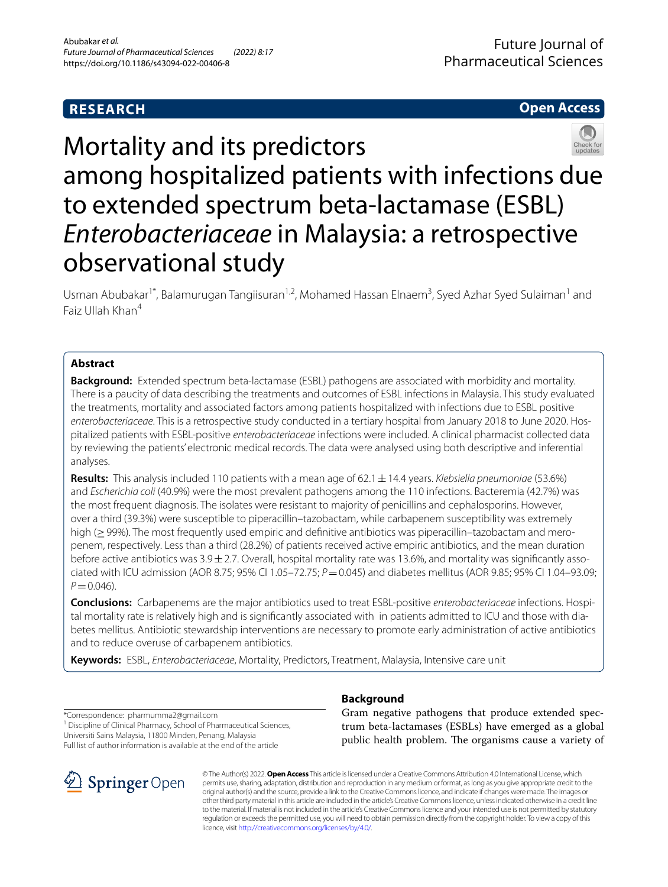RESEARCH

Open Access

# Mortality and its predictors among hospitalized patients with infections due to extended spectrum beta-lactamase (ESBL) *Enterobacteriaceae* in Malaysia: a retrospective observational study

Usman Abubakar[1*], Balamurugan Tangiisuran[1,2], Mohamed Hassan Elnaem[3], Syed Azhar Syed Sulaiman[1] and Faiz Ullah Khan[4]

## Abstract

**Background:** Extended spectrum beta-lactamase (ESBL) pathogens are associated with morbidity and mortality. There is a paucity of data describing the treatments and outcomes of ESBL infections in Malaysia. This study evaluated the treatments, mortality and associated factors among patients hospitalized with infections due to ESBL positive *enterobacteriaceae*. This is a retrospective study conducted in a tertiary hospital from January 2018 to June 2020. Hospitalized patients with ESBL-positive *enterobacteriaceae* infections were included. A clinical pharmacist collected data by reviewing the patients' electronic medical records. The data were analysed using both descriptive and inferential analyses.

**Results:** This analysis included 110 patients with a mean age of 62.1 ± 14.4 years. *Klebsiella pneumoniae* (53.6%) and *Escherichia coli* (40.9%) were the most prevalent pathogens among the 110 infections. Bacteremia (42.7%) was the most frequent diagnosis. The isolates were resistant to majority of penicillins and cephalosporins. However, over a third (39.3%) were susceptible to piperacillin–tazobactam, while carbapenem susceptibility was extremely high (≥ 99%). The most frequently used empiric and definitive antibiotics was piperacillin–tazobactam and meropenem, respectively. Less than a third (28.2%) of patients received active empiric antibiotics, and the mean duration before active antibiotics was 3.9 ± 2.7. Overall, hospital mortality rate was 13.6%, and mortality was significantly associated with ICU admission (AOR 8.75; 95% CI 1.05–72.75; $P = 0.045$) and diabetes mellitus (AOR 9.85; 95% CI 1.04–93.09; $P = 0.046$).

**Conclusions:** Carbapenems are the major antibiotics used to treat ESBL-positive *enterobacteriaceae* infections. Hospital mortality rate is relatively high and is significantly associated with in patients admitted to ICU and those with diabetes mellitus. Antibiotic stewardship interventions are necessary to promote early administration of active antibiotics and to reduce overuse of carbapenem antibiotics.

**Keywords:** ESBL, *Enterobacteriaceae*, Mortality, Predictors, Treatment, Malaysia, Intensive care unit

*Correspondence: pharmumma2@gmail.com
[1] Discipline of Clinical Pharmacy, School of Pharmaceutical Sciences, Universiti Sains Malaysia, 11800 Minden, Penang, Malaysia
Full list of author information is available at the end of the article

## Background

Gram negative pathogens that produce extended spectrum beta-lactamases (ESBLs) have emerged as a global public health problem. The organisms cause a variety of

© The Author(s) 2022. **Open Access** This article is licensed under a Creative Commons Attribution 4.0 International License, which permits use, sharing, adaptation, distribution and reproduction in any medium or format, as long as you give appropriate credit to the original author(s) and the source, provide a link to the Creative Commons licence, and indicate if changes were made. The images or other third party material in this article are included in the article's Creative Commons licence, unless indicated otherwise in a credit line to the material. If material is not included in the article's Creative Commons licence and your intended use is not permitted by statutory regulation or exceeds the permitted use, you will need to obtain permission directly from the copyright holder. To view a copy of this licence, visit http://creativecommons.org/licenses/by/4.0/.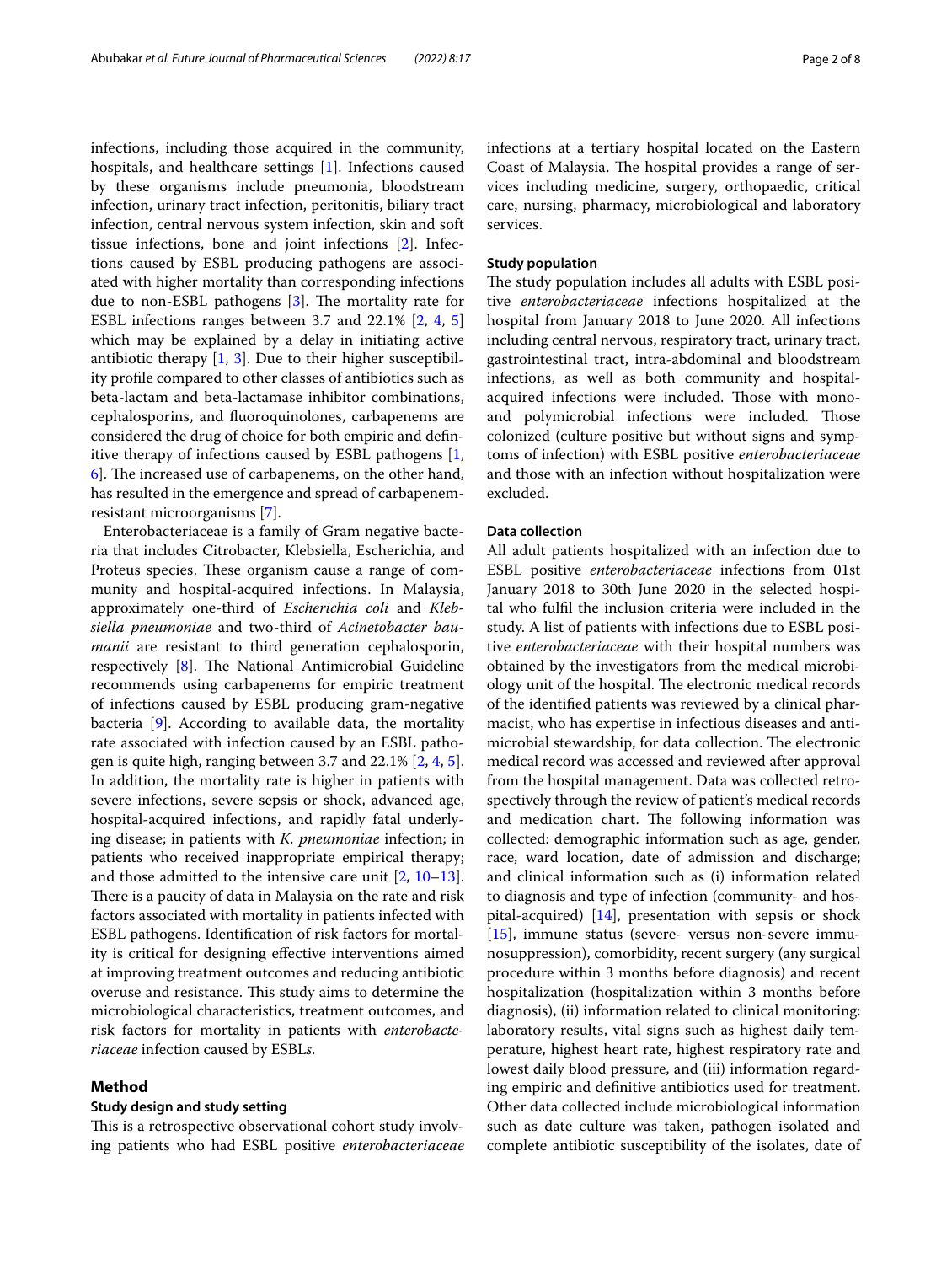infections, including those acquired in the community, hospitals, and healthcare settings [1]. Infections caused by these organisms include pneumonia, bloodstream infection, urinary tract infection, peritonitis, biliary tract infection, central nervous system infection, skin and soft tissue infections, bone and joint infections [2]. Infections caused by ESBL producing pathogens are associated with higher mortality than corresponding infections due to non-ESBL pathogens [3]. The mortality rate for ESBL infections ranges between 3.7 and 22.1% [2, 4, 5] which may be explained by a delay in initiating active antibiotic therapy [1, 3]. Due to their higher susceptibility profile compared to other classes of antibiotics such as beta-lactam and beta-lactamase inhibitor combinations, cephalosporins, and fluoroquinolones, carbapenems are considered the drug of choice for both empiric and definitive therapy of infections caused by ESBL pathogens [1, 6]. The increased use of carbapenems, on the other hand, has resulted in the emergence and spread of carbapenem-resistant microorganisms [7].

Enterobacteriaceae is a family of Gram negative bacteria that includes Citrobacter, Klebsiella, Escherichia, and Proteus species. These organism cause a range of community and hospital-acquired infections. In Malaysia, approximately one-third of *Escherichia coli* and *Klebsiella pneumoniae* and two-third of *Acinetobacter baumanii* are resistant to third generation cephalosporin, respectively [8]. The National Antimicrobial Guideline recommends using carbapenems for empiric treatment of infections caused by ESBL producing gram-negative bacteria [9]. According to available data, the mortality rate associated with infection caused by an ESBL pathogen is quite high, ranging between 3.7 and 22.1% [2, 4, 5]. In addition, the mortality rate is higher in patients with severe infections, severe sepsis or shock, advanced age, hospital-acquired infections, and rapidly fatal underlying disease; in patients with *K. pneumoniae* infection; in patients who received inappropriate empirical therapy; and those admitted to the intensive care unit [2, 10–13]. There is a paucity of data in Malaysia on the rate and risk factors associated with mortality in patients infected with ESBL pathogens. Identification of risk factors for mortality is critical for designing effective interventions aimed at improving treatment outcomes and reducing antibiotic overuse and resistance. This study aims to determine the microbiological characteristics, treatment outcomes, and risk factors for mortality in patients with *enterobacteriaceae* infection caused by ESBL*s*.

## Method

### Study design and study setting

This is a retrospective observational cohort study involving patients who had ESBL positive *enterobacteriaceae* infections at a tertiary hospital located on the Eastern Coast of Malaysia. The hospital provides a range of services including medicine, surgery, orthopaedic, critical care, nursing, pharmacy, microbiological and laboratory services.

### Study population

The study population includes all adults with ESBL positive *enterobacteriaceae* infections hospitalized at the hospital from January 2018 to June 2020. All infections including central nervous, respiratory tract, urinary tract, gastrointestinal tract, intra-abdominal and bloodstream infections, as well as both community and hospital-acquired infections were included. Those with mono- and polymicrobial infections were included. Those colonized (culture positive but without signs and symptoms of infection) with ESBL positive *enterobacteriaceae* and those with an infection without hospitalization were excluded.

### Data collection

All adult patients hospitalized with an infection due to ESBL positive *enterobacteriaceae* infections from 01st January 2018 to 30th June 2020 in the selected hospital who fulfil the inclusion criteria were included in the study. A list of patients with infections due to ESBL positive *enterobacteriaceae* with their hospital numbers was obtained by the investigators from the medical microbiology unit of the hospital. The electronic medical records of the identified patients was reviewed by a clinical pharmacist, who has expertise in infectious diseases and antimicrobial stewardship, for data collection. The electronic medical record was accessed and reviewed after approval from the hospital management. Data was collected retrospectively through the review of patient's medical records and medication chart. The following information was collected: demographic information such as age, gender, race, ward location, date of admission and discharge; and clinical information such as (i) information related to diagnosis and type of infection (community- and hospital-acquired) [14], presentation with sepsis or shock [15], immune status (severe- versus non-severe immunosuppression), comorbidity, recent surgery (any surgical procedure within 3 months before diagnosis) and recent hospitalization (hospitalization within 3 months before diagnosis), (ii) information related to clinical monitoring: laboratory results, vital signs such as highest daily temperature, highest heart rate, highest respiratory rate and lowest daily blood pressure, and (iii) information regarding empiric and definitive antibiotics used for treatment. Other data collected include microbiological information such as date culture was taken, pathogen isolated and complete antibiotic susceptibility of the isolates, date of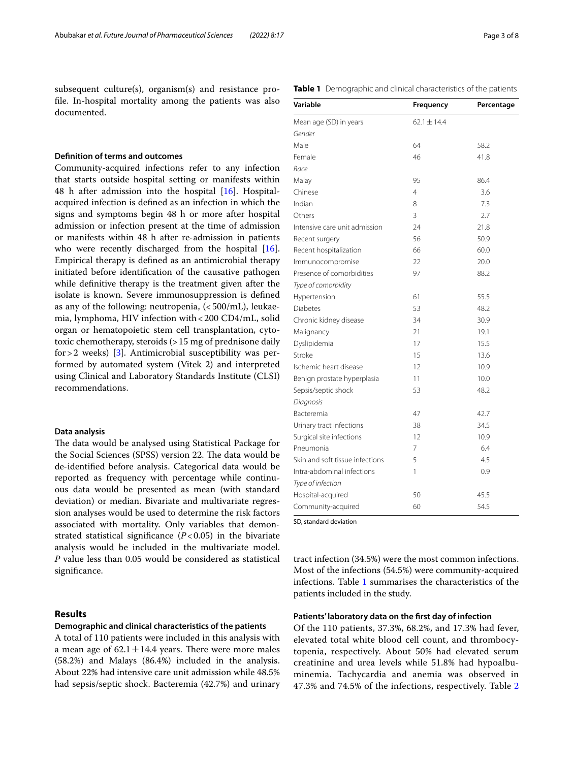subsequent culture(s), organism(s) and resistance profile. In-hospital mortality among the patients was also documented.

### Definition of terms and outcomes

Community-acquired infections refer to any infection that starts outside hospital setting or manifests within 48 h after admission into the hospital [16]. Hospital-acquired infection is defined as an infection in which the signs and symptoms begin 48 h or more after hospital admission or infection present at the time of admission or manifests within 48 h after re-admission in patients who were recently discharged from the hospital [16]. Empirical therapy is defined as an antimicrobial therapy initiated before identification of the causative pathogen while definitive therapy is the treatment given after the isolate is known. Severe immunosuppression is defined as any of the following: neutropenia, (<500/mL), leukaemia, lymphoma, HIV infection with <200 CD4/mL, solid organ or hematopoietic stem cell transplantation, cytotoxic chemotherapy, steroids (>15 mg of prednisone daily for >2 weeks) [3]. Antimicrobial susceptibility was performed by automated system (Vitek 2) and interpreted using Clinical and Laboratory Standards Institute (CLSI) recommendations.

### Data analysis

The data would be analysed using Statistical Package for the Social Sciences (SPSS) version 22. The data would be de-identified before analysis. Categorical data would be reported as frequency with percentage while continuous data would be presented as mean (with standard deviation) or median. Bivariate and multivariate regression analyses would be used to determine the risk factors associated with mortality. Only variables that demonstrated statistical significance ($P<0.05$) in the bivariate analysis would be included in the multivariate model. $P$ value less than 0.05 would be considered as statistical significance.

## Results

### Demographic and clinical characteristics of the patients

A total of 110 patients were included in this analysis with a mean age of $62.1 \pm 14.4$ years. There were more males (58.2%) and Malays (86.4%) included in the analysis. About 22% had intensive care unit admission while 48.5% had sepsis/septic shock. Bacteremia (42.7%) and urinary tract infection (34.5%) were the most common infections. Most of the infections (54.5%) were community-acquired infections. Table 1 summarises the characteristics of the patients included in the study.

**Table 1** Demographic and clinical characteristics of the patients

| Variable | Frequency | Percentage |
|---|---|---|
| Mean age (SD) in years | $62.1 \pm 14.4$ | |
| *Gender* | | |
| Male | 64 | 58.2 |
| Female | 46 | 41.8 |
| *Race* | | |
| Malay | 95 | 86.4 |
| Chinese | 4 | 3.6 |
| Indian | 8 | 7.3 |
| Others | 3 | 2.7 |
| Intensive care unit admission | 24 | 21.8 |
| Recent surgery | 56 | 50.9 |
| Recent hospitalization | 66 | 60.0 |
| Immunocompromise | 22 | 20.0 |
| Presence of comorbidities | 97 | 88.2 |
| *Type of comorbidity* | | |
| Hypertension | 61 | 55.5 |
| Diabetes | 53 | 48.2 |
| Chronic kidney disease | 34 | 30.9 |
| Malignancy | 21 | 19.1 |
| Dyslipidemia | 17 | 15.5 |
| Stroke | 15 | 13.6 |
| Ischemic heart disease | 12 | 10.9 |
| Benign prostate hyperplasia | 11 | 10.0 |
| Sepsis/septic shock | 53 | 48.2 |
| *Diagnosis* | | |
| Bacteremia | 47 | 42.7 |
| Urinary tract infections | 38 | 34.5 |
| Surgical site infections | 12 | 10.9 |
| Pneumonia | 7 | 6.4 |
| Skin and soft tissue infections | 5 | 4.5 |
| Intra-abdominal infections | 1 | 0.9 |
| *Type of infection* | | |
| Hospital-acquired | 50 | 45.5 |
| Community-acquired | 60 | 54.5 |

SD, standard deviation

### Patients' laboratory data on the first day of infection

Of the 110 patients, 37.3%, 68.2%, and 17.3% had fever, elevated total white blood cell count, and thrombocytopenia, respectively. About 50% had elevated serum creatinine and urea levels while 51.8% had hypoalbuminemia. Tachycardia and anemia was observed in 47.3% and 74.5% of the infections, respectively. Table 2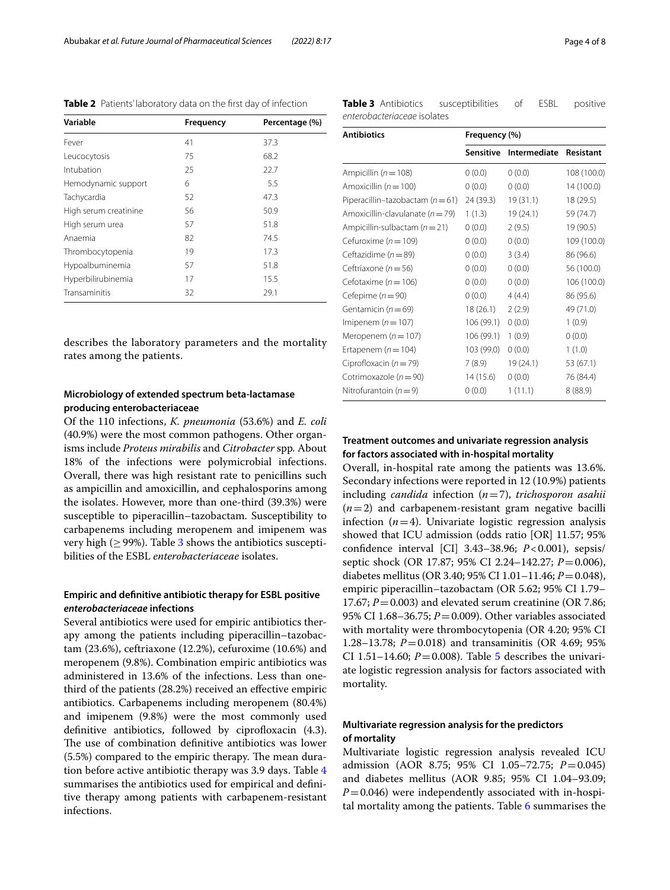**Table 2** Patients' laboratory data on the first day of infection

| Variable | Frequency | Percentage (%) |
|---|---|---|
| Fever | 41 | 37.3 |
| Leucocytosis | 75 | 68.2 |
| Intubation | 25 | 22.7 |
| Hemodynamic support | 6 | 5.5 |
| Tachycardia | 52 | 47.3 |
| High serum creatinine | 56 | 50.9 |
| High serum urea | 57 | 51.8 |
| Anaemia | 82 | 74.5 |
| Thrombocytopenia | 19 | 17.3 |
| Hypoalbuminemia | 57 | 51.8 |
| Hyperbilirubinemia | 17 | 15.5 |
| Transaminitis | 32 | 29.1 |

describes the laboratory parameters and the mortality rates among the patients.

### Microbiology of extended spectrum beta-lactamase producing enterobacteriaceae

Of the 110 infections, *K. pneumonia* (53.6%) and *E. coli* (40.9%) were the most common pathogens. Other organisms include *Proteus mirabilis* and *Citrobacter* spp*.* About 18% of the infections were polymicrobial infections. Overall, there was high resistant rate to penicillins such as ampicillin and amoxicillin, and cephalosporins among the isolates. However, more than one-third (39.3%) were susceptible to piperacillin–tazobactam. Susceptibility to carbapenems including meropenem and imipenem was very high ($\geq$ 99%). Table 3 shows the antibiotics susceptibilities of the ESBL *enterobacteriaceae* isolates.

### Empiric and definitive antibiotic therapy for ESBL positive *enterobacteriaceae* infections

Several antibiotics were used for empiric antibiotics therapy among the patients including piperacillin–tazobactam (23.6%), ceftriaxone (12.2%), cefuroxime (10.6%) and meropenem (9.8%). Combination empiric antibiotics was administered in 13.6% of the infections. Less than one-third of the patients (28.2%) received an effective empiric antibiotics. Carbapenems including meropenem (80.4%) and imipenem (9.8%) were the most commonly used definitive antibiotics, followed by ciprofloxacin (4.3). The use of combination definitive antibiotics was lower (5.5%) compared to the empiric therapy. The mean duration before active antibiotic therapy was 3.9 days. Table 4 summarises the antibiotics used for empirical and definitive therapy among patients with carbapenem-resistant infections.

**Table 3** Antibiotics susceptibilities of ESBL positive *enterobacteriaceae* isolates

| Antibiotics | Frequency (%) | | |
|---|---|---|---|
| | Sensitive | Intermediate | Resistant |
| Ampicillin ($n=108$) | 0 (0.0) | 0 (0.0) | 108 (100.0) |
| Amoxicillin ($n=100$) | 0 (0.0) | 0 (0.0) | 14 (100.0) |
| Piperacillin–tazobactam ($n=61$) | 24 (39.3) | 19 (31.1) | 18 (29.5) |
| Amoxicillin-clavulanate ($n=79$) | 1 (1.3) | 19 (24.1) | 59 (74.7) |
| Ampicillin-sulbactam ($n=21$) | 0 (0.0) | 2 (9.5) | 19 (90.5) |
| Cefuroxime ($n=109$) | 0 (0.0) | 0 (0.0) | 109 (100.0) |
| Ceftazidime ($n=89$) | 0 (0.0) | 3 (3.4) | 86 (96.6) |
| Ceftriaxone ($n=56$) | 0 (0.0) | 0 (0.0) | 56 (100.0) |
| Cefotaxime ($n=106$) | 0 (0.0) | 0 (0.0) | 106 (100.0) |
| Cefepime ($n=90$) | 0 (0.0) | 4 (4.4) | 86 (95.6) |
| Gentamicin ($n=69$) | 18 (26.1) | 2 (2.9) | 49 (71.0) |
| Imipenem ($n=107$) | 106 (99.1) | 0 (0.0) | 1 (0.9) |
| Meropenem ($n=107$) | 106 (99.1) | 1 (0.9) | 0 (0.0) |
| Ertapenem ($n=104$) | 103 (99.0) | 0 (0.0) | 1 (1.0) |
| Ciprofloxacin ($n=79$) | 7 (8.9) | 19 (24.1) | 53 (67.1) |
| Cotrimoxazole ($n=90$) | 14 (15.6) | 0 (0.0) | 76 (84.4) |
| Nitrofurantoin ($n=9$) | 0 (0.0) | 1 (11.1) | 8 (88.9) |

### Treatment outcomes and univariate regression analysis for factors associated with in-hospital mortality

Overall, in-hospital rate among the patients was 13.6%. Secondary infections were reported in 12 (10.9%) patients including *candida* infection ($n=7$), *trichosporon asahii* ($n=2$) and carbapenem-resistant gram negative bacilli infection ($n=4$). Univariate logistic regression analysis showed that ICU admission (odds ratio [OR] 11.57; 95% confidence interval [CI] 3.43–38.96; $P<0.001$), sepsis/septic shock (OR 17.87; 95% CI 2.24–142.27; $P=0.006$), diabetes mellitus (OR 3.40; 95% CI 1.01–11.46; $P=0.048$), empiric piperacillin–tazobactam (OR 5.62; 95% CI 1.79–17.67; $P=0.003$) and elevated serum creatinine (OR 7.86; 95% CI 1.68–36.75; $P=0.009$). Other variables associated with mortality were thrombocytopenia (OR 4.20; 95% CI 1.28–13.78; $P=0.018$) and transaminitis (OR 4.69; 95% CI 1.51–14.60; $P=0.008$). Table 5 describes the univariate logistic regression analysis for factors associated with mortality.

### Multivariate regression analysis for the predictors of mortality

Multivariate logistic regression analysis revealed ICU admission (AOR 8.75; 95% CI 1.05–72.75; $P=0.045$) and diabetes mellitus (AOR 9.85; 95% CI 1.04–93.09; $P=0.046$) were independently associated with in-hospital mortality among the patients. Table 6 summarises the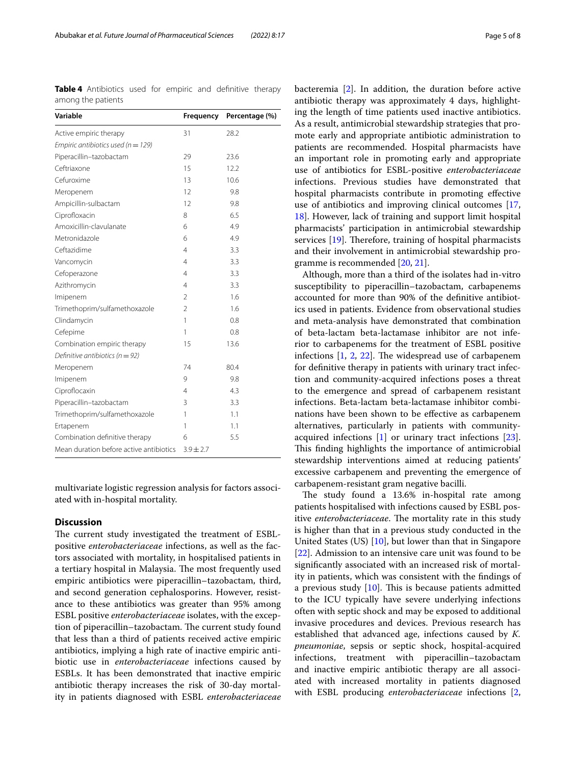**Table 4** Antibiotics used for empiric and definitive therapy among the patients

| Variable | Frequency | Percentage (%) |
|---|---|---|
| Active empiric therapy | 31 | 28.2 |
| *Empiric antibiotics used (n = 129)* | | |
| Piperacillin–tazobactam | 29 | 23.6 |
| Ceftriaxone | 15 | 12.2 |
| Cefuroxime | 13 | 10.6 |
| Meropenem | 12 | 9.8 |
| Ampicillin-sulbactam | 12 | 9.8 |
| Ciprofloxacin | 8 | 6.5 |
| Amoxicillin-clavulanate | 6 | 4.9 |
| Metronidazole | 6 | 4.9 |
| Ceftazidime | 4 | 3.3 |
| Vancomycin | 4 | 3.3 |
| Cefoperazone | 4 | 3.3 |
| Azithromycin | 4 | 3.3 |
| Imipenem | 2 | 1.6 |
| Trimethoprim/sulfamethoxazole | 2 | 1.6 |
| Clindamycin | 1 | 0.8 |
| Cefepime | 1 | 0.8 |
| Combination empiric therapy | 15 | 13.6 |
| *Definitive antibiotics (n = 92)* | | |
| Meropenem | 74 | 80.4 |
| Imipenem | 9 | 9.8 |
| Ciproflocaxin | 4 | 4.3 |
| Piperacillin–tazobactam | 3 | 3.3 |
| Trimethoprim/sulfamethoxazole | 1 | 1.1 |
| Ertapenem | 1 | 1.1 |
| Combination definitive therapy | 6 | 5.5 |
| Mean duration before active antibiotics | 3.9 ± 2.7 | |

multivariate logistic regression analysis for factors associated with in-hospital mortality.

## Discussion

The current study investigated the treatment of ESBL-positive *enterobacteriaceae* infections, as well as the factors associated with mortality, in hospitalised patients in a tertiary hospital in Malaysia. The most frequently used empiric antibiotics were piperacillin–tazobactam, third, and second generation cephalosporins. However, resistance to these antibiotics was greater than 95% among ESBL positive *enterobacteriaceae* isolates, with the exception of piperacillin–tazobactam. The current study found that less than a third of patients received active empiric antibiotics, implying a high rate of inactive empiric antibiotic use in *enterobacteriaceae* infections caused by ESBLs. It has been demonstrated that inactive empiric antibiotic therapy increases the risk of 30-day mortality in patients diagnosed with ESBL *enterobacteriaceae* bacteremia [2]. In addition, the duration before active antibiotic therapy was approximately 4 days, highlighting the length of time patients used inactive antibiotics. As a result, antimicrobial stewardship strategies that promote early and appropriate antibiotic administration to patients are recommended. Hospital pharmacists have an important role in promoting early and appropriate use of antibiotics for ESBL-positive *enterobacteriaceae* infections. Previous studies have demonstrated that hospital pharmacists contribute in promoting effective use of antibiotics and improving clinical outcomes [17, 18]. However, lack of training and support limit hospital pharmacists' participation in antimicrobial stewardship services [19]. Therefore, training of hospital pharmacists and their involvement in antimicrobial stewardship programme is recommended [20, 21].

Although, more than a third of the isolates had in-vitro susceptibility to piperacillin–tazobactam, carbapenems accounted for more than 90% of the definitive antibiotics used in patients. Evidence from observational studies and meta-analysis have demonstrated that combination of beta-lactam beta-lactamase inhibitor are not inferior to carbapenems for the treatment of ESBL positive infections [1, 2, 22]. The widespread use of carbapenem for definitive therapy in patients with urinary tract infection and community-acquired infections poses a threat to the emergence and spread of carbapenem resistant infections. Beta-lactam beta-lactamase inhibitor combinations have been shown to be effective as carbapenem alternatives, particularly in patients with community-acquired infections [1] or urinary tract infections [23]. This finding highlights the importance of antimicrobial stewardship interventions aimed at reducing patients' excessive carbapenem and preventing the emergence of carbapenem-resistant gram negative bacilli.

The study found a 13.6% in-hospital rate among patients hospitalised with infections caused by ESBL positive *enterobacteriaceae*. The mortality rate in this study is higher than that in a previous study conducted in the United States (US) [10], but lower than that in Singapore [22]. Admission to an intensive care unit was found to be significantly associated with an increased risk of mortality in patients, which was consistent with the findings of a previous study [10]. This is because patients admitted to the ICU typically have severe underlying infections often with septic shock and may be exposed to additional invasive procedures and devices. Previous research has established that advanced age, infections caused by *K. pneumoniae*, sepsis or septic shock, hospital-acquired infections, treatment with piperacillin–tazobactam and inactive empiric antibiotic therapy are all associated with increased mortality in patients diagnosed with ESBL producing *enterobacteriaceae* infections [2,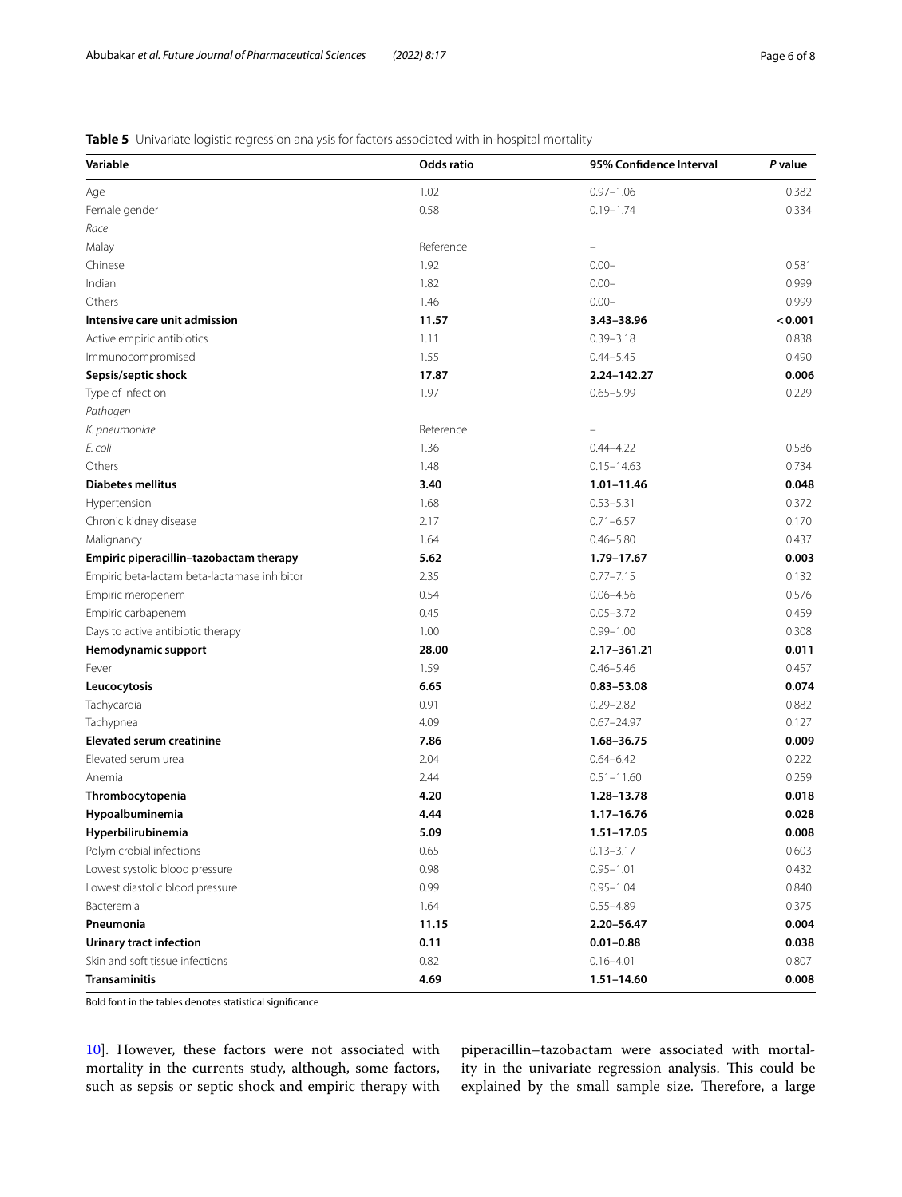**Table 5** Univariate logistic regression analysis for factors associated with in-hospital mortality

| Variable | Odds ratio | 95% Confidence Interval | *P* value |
|---|---|---|---|
| Age | 1.02 | 0.97–1.06 | 0.382 |
| Female gender | 0.58 | 0.19–1.74 | 0.334 |
| *Race* | | | |
| Malay | Reference | – | |
| Chinese | 1.92 | 0.00– | 0.581 |
| Indian | 1.82 | 0.00– | 0.999 |
| Others | 1.46 | 0.00– | 0.999 |
| **Intensive care unit admission** | **11.57** | **3.43–38.96** | **< 0.001** |
| Active empiric antibiotics | 1.11 | 0.39–3.18 | 0.838 |
| Immunocompromised | 1.55 | 0.44–5.45 | 0.490 |
| **Sepsis/septic shock** | **17.87** | **2.24–142.27** | **0.006** |
| Type of infection | 1.97 | 0.65–5.99 | 0.229 |
| *Pathogen* | | | |
| *K. pneumoniae* | Reference | – | |
| *E. coli* | 1.36 | 0.44–4.22 | 0.586 |
| Others | 1.48 | 0.15–14.63 | 0.734 |
| **Diabetes mellitus** | **3.40** | **1.01–11.46** | **0.048** |
| Hypertension | 1.68 | 0.53–5.31 | 0.372 |
| Chronic kidney disease | 2.17 | 0.71–6.57 | 0.170 |
| Malignancy | 1.64 | 0.46–5.80 | 0.437 |
| **Empiric piperacillin–tazobactam therapy** | **5.62** | **1.79–17.67** | **0.003** |
| Empiric beta-lactam beta-lactamase inhibitor | 2.35 | 0.77–7.15 | 0.132 |
| Empiric meropenem | 0.54 | 0.06–4.56 | 0.576 |
| Empiric carbapenem | 0.45 | 0.05–3.72 | 0.459 |
| Days to active antibiotic therapy | 1.00 | 0.99–1.00 | 0.308 |
| **Hemodynamic support** | **28.00** | **2.17–361.21** | **0.011** |
| Fever | 1.59 | 0.46–5.46 | 0.457 |
| **Leucocytosis** | **6.65** | **0.83–53.08** | **0.074** |
| Tachycardia | 0.91 | 0.29–2.82 | 0.882 |
| Tachypnea | 4.09 | 0.67–24.97 | 0.127 |
| **Elevated serum creatinine** | **7.86** | **1.68–36.75** | **0.009** |
| Elevated serum urea | 2.04 | 0.64–6.42 | 0.222 |
| Anemia | 2.44 | 0.51–11.60 | 0.259 |
| **Thrombocytopenia** | **4.20** | **1.28–13.78** | **0.018** |
| **Hypoalbuminemia** | **4.44** | **1.17–16.76** | **0.028** |
| **Hyperbilirubinemia** | **5.09** | **1.51–17.05** | **0.008** |
| Polymicrobial infections | 0.65 | 0.13–3.17 | 0.603 |
| Lowest systolic blood pressure | 0.98 | 0.95–1.01 | 0.432 |
| Lowest diastolic blood pressure | 0.99 | 0.95–1.04 | 0.840 |
| Bacteremia | 1.64 | 0.55–4.89 | 0.375 |
| **Pneumonia** | **11.15** | **2.20–56.47** | **0.004** |
| **Urinary tract infection** | **0.11** | **0.01–0.88** | **0.038** |
| Skin and soft tissue infections | 0.82 | 0.16–4.01 | 0.807 |
| **Transaminitis** | **4.69** | **1.51–14.60** | **0.008** |

Bold font in the tables denotes statistical significance

10]. However, these factors were not associated with mortality in the currents study, although, some factors, such as sepsis or septic shock and empiric therapy with piperacillin–tazobactam were associated with mortality in the univariate regression analysis. This could be explained by the small sample size. Therefore, a large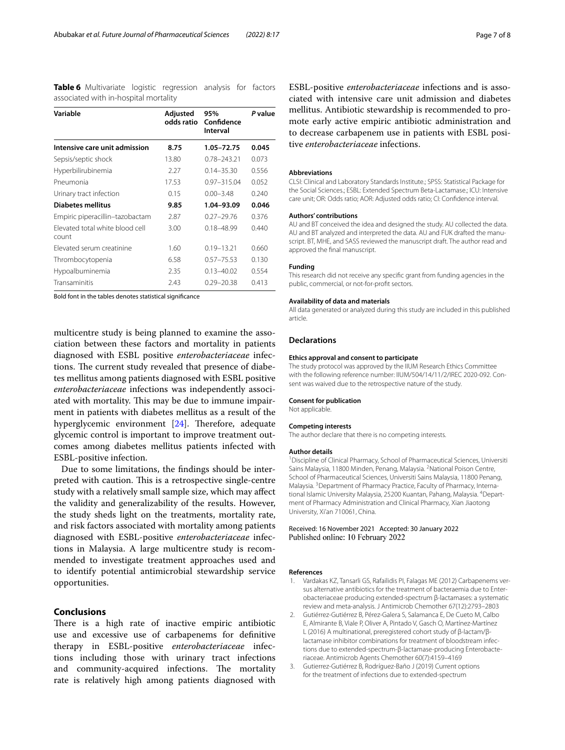**Table 6** Multivariate logistic regression analysis for factors associated with in-hospital mortality

| Variable | Adjusted odds ratio | 95% Confidence Interval | *P* value |
|---|---|---|---|
| **Intensive care unit admission** | **8.75** | **1.05–72.75** | **0.045** |
| Sepsis/septic shock | 13.80 | 0.78–243.21 | 0.073 |
| Hyperbilirubinemia | 2.27 | 0.14–35.30 | 0.556 |
| Pneumonia | 17.53 | 0.97–315.04 | 0.052 |
| Urinary tract infection | 0.15 | 0.00–3.48 | 0.240 |
| **Diabetes mellitus** | **9.85** | **1.04–93.09** | **0.046** |
| Empiric piperacillin–tazobactam | 2.87 | 0.27–29.76 | 0.376 |
| Elevated total white blood cell count | 3.00 | 0.18–48.99 | 0.440 |
| Elevated serum creatinine | 1.60 | 0.19–13.21 | 0.660 |
| Thrombocytopenia | 6.58 | 0.57–75.53 | 0.130 |
| Hypoalbuminemia | 2.35 | 0.13–40.02 | 0.554 |
| Transaminitis | 2.43 | 0.29–20.38 | 0.413 |

Bold font in the tables denotes statistical significance

multicentre study is being planned to examine the association between these factors and mortality in patients diagnosed with ESBL positive *enterobacteriaceae* infections. The current study revealed that presence of diabetes mellitus among patients diagnosed with ESBL positive *enterobacteriaceae* infections was independently associated with mortality. This may be due to immune impairment in patients with diabetes mellitus as a result of the hyperglycemic environment [24]. Therefore, adequate glycemic control is important to improve treatment outcomes among diabetes mellitus patients infected with ESBL-positive infection.

Due to some limitations, the findings should be interpreted with caution. This is a retrospective single-centre study with a relatively small sample size, which may affect the validity and generalizability of the results. However, the study sheds light on the treatments, mortality rate, and risk factors associated with mortality among patients diagnosed with ESBL-positive *enterobacteriaceae* infections in Malaysia. A large multicentre study is recommended to investigate treatment approaches used and to identify potential antimicrobial stewardship service opportunities.

## Conclusions

There is a high rate of inactive empiric antibiotic use and excessive use of carbapenems for definitive therapy in ESBL-positive *enterobacteriaceae* infections including those with urinary tract infections and community-acquired infections. The mortality rate is relatively high among patients diagnosed with ESBL-positive *enterobacteriaceae* infections and is associated with intensive care unit admission and diabetes mellitus. Antibiotic stewardship is recommended to promote early active empiric antibiotic administration and to decrease carbapenem use in patients with ESBL positive *enterobacteriaceae* infections.

#### Abbreviations

CLSI: Clinical and Laboratory Standards Institute.; SPSS: Statistical Package for the Social Sciences.; ESBL: Extended Spectrum Beta-Lactamase.; ICU: Intensive care unit; OR: Odds ratio; AOR: Adjusted odds ratio; CI: Confidence interval.

#### Authors' contributions

AU and BT conceived the idea and designed the study. AU collected the data. AU and BT analyzed and interpreted the data. AU and FUK drafted the manuscript. BT, MHE, and SASS reviewed the manuscript draft. The author read and approved the final manuscript.

#### Funding

This research did not receive any specific grant from funding agencies in the public, commercial, or not-for-profit sectors.

#### Availability of data and materials

All data generated or analyzed during this study are included in this published article.

### Declarations

#### Ethics approval and consent to participate

The study protocol was approved by the IIUM Research Ethics Committee with the following reference number: IIUM/504/14/11/2/IREC 2020-092. Consent was waived due to the retrospective nature of the study.

#### Consent for publication

Not applicable.

#### Competing interests

The author declare that there is no competing interests.

#### Author details

[1]Discipline of Clinical Pharmacy, School of Pharmaceutical Sciences, Universiti Sains Malaysia, 11800 Minden, Penang, Malaysia. [2]National Poison Centre, School of Pharmaceutical Sciences, Universiti Sains Malaysia, 11800 Penang, Malaysia. [3]Department of Pharmacy Practice, Faculty of Pharmacy, International Islamic University Malaysia, 25200 Kuantan, Pahang, Malaysia. [4]Department of Pharmacy Administration and Clinical Pharmacy, Xian Jiaotong University, Xi'an 710061, China.

Received: 16 November 2021 Accepted: 30 January 2022
Published online: 10 February 2022

#### References

1. Vardakas KZ, Tansarli GS, Rafailidis PI, Falagas ME (2012) Carbapenems versus alternative antibiotics for the treatment of bacteraemia due to Enterobacteriaceae producing extended-spectrum β-lactamases: a systematic review and meta-analysis. J Antimicrob Chemother 67(12):2793–2803
2. Gutiérrez-Gutiérrez B, Pérez-Galera S, Salamanca E, De Cueto M, Calbo E, Almirante B, Viale P, Oliver A, Pintado V, Gasch O, Martínez-Martínez L (2016) A multinational, preregistered cohort study of β-lactam/β-lactamase inhibitor combinations for treatment of bloodstream infections due to extended-spectrum-β-lactamase-producing Enterobacteriaceae. Antimicrob Agents Chemother 60(7):4159–4169
3. Gutierrez-Gutiérrez B, Rodríguez-Baño J (2019) Current options for the treatment of infections due to extended-spectrum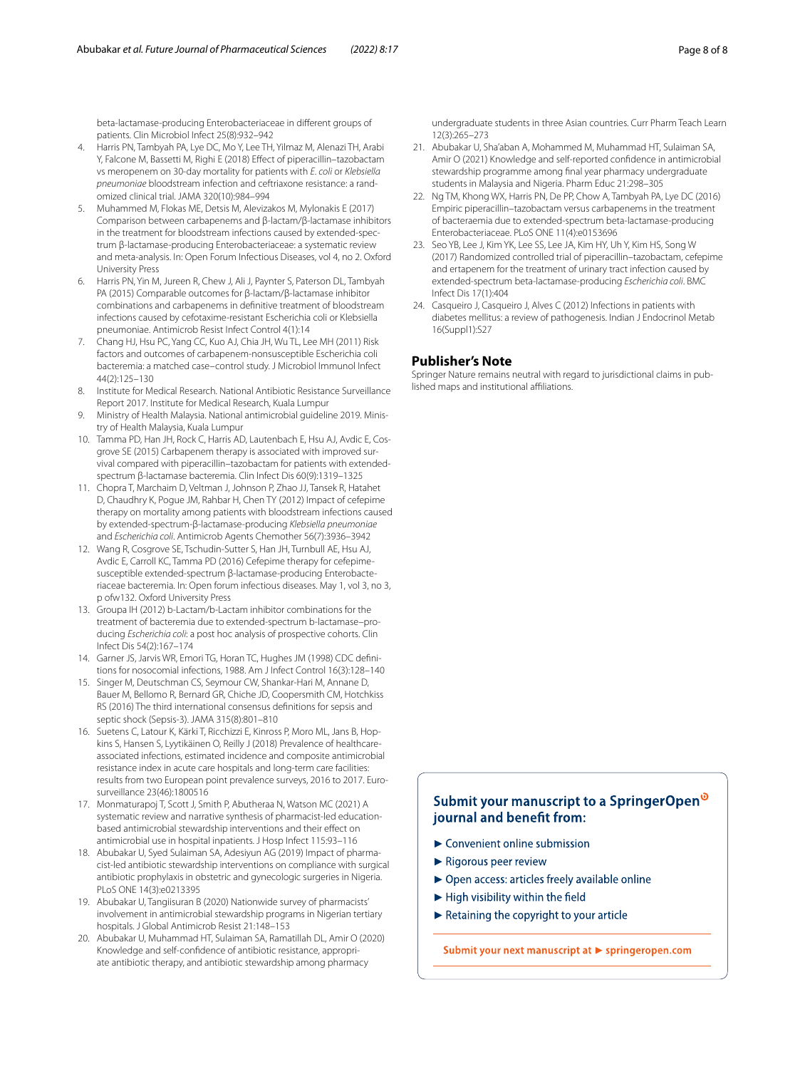beta-lactamase-producing Enterobacteriaceae in different groups of patients. Clin Microbiol Infect 25(8):932–942

4. Harris PN, Tambyah PA, Lye DC, Mo Y, Lee TH, Yilmaz M, Alenazi TH, Arabi Y, Falcone M, Bassetti M, Righi E (2018) Effect of piperacillin–tazobactam vs meropenem on 30-day mortality for patients with *E. coli* or *Klebsiella pneumoniae* bloodstream infection and ceftriaxone resistance: a randomized clinical trial. JAMA 320(10):984–994
5. Muhammed M, Flokas ME, Detsis M, Alevizakos M, Mylonakis E (2017) Comparison between carbapenems and β-lactam/β-lactamase inhibitors in the treatment for bloodstream infections caused by extended-spectrum β-lactamase-producing Enterobacteriaceae: a systematic review and meta-analysis. In: Open Forum Infectious Diseases, vol 4, no 2. Oxford University Press
6. Harris PN, Yin M, Jureen R, Chew J, Ali J, Paynter S, Paterson DL, Tambyah PA (2015) Comparable outcomes for β-lactam/β-lactamase inhibitor combinations and carbapenems in definitive treatment of bloodstream infections caused by cefotaxime-resistant Escherichia coli or Klebsiella pneumoniae. Antimicrob Resist Infect Control 4(1):14
7. Chang HJ, Hsu PC, Yang CC, Kuo AJ, Chia JH, Wu TL, Lee MH (2011) Risk factors and outcomes of carbapenem-nonsusceptible Escherichia coli bacteremia: a matched case–control study. J Microbiol Immunol Infect 44(2):125–130
8. Institute for Medical Research. National Antibiotic Resistance Surveillance Report 2017. Institute for Medical Research, Kuala Lumpur
9. Ministry of Health Malaysia. National antimicrobial guideline 2019. Ministry of Health Malaysia, Kuala Lumpur
10. Tamma PD, Han JH, Rock C, Harris AD, Lautenbach E, Hsu AJ, Avdic E, Cosgrove SE (2015) Carbapenem therapy is associated with improved survival compared with piperacillin–tazobactam for patients with extended-spectrum β-lactamase bacteremia. Clin Infect Dis 60(9):1319–1325
11. Chopra T, Marchaim D, Veltman J, Johnson P, Zhao JJ, Tansek R, Hatahet D, Chaudhry K, Pogue JM, Rahbar H, Chen TY (2012) Impact of cefepime therapy on mortality among patients with bloodstream infections caused by extended-spectrum-β-lactamase-producing *Klebsiella pneumoniae* and *Escherichia coli*. Antimicrob Agents Chemother 56(7):3936–3942
12. Wang R, Cosgrove SE, Tschudin-Sutter S, Han JH, Turnbull AE, Hsu AJ, Avdic E, Carroll KC, Tamma PD (2016) Cefepime therapy for cefepime-susceptible extended-spectrum β-lactamase-producing Enterobacteriaceae bacteremia. In: Open forum infectious diseases. May 1, vol 3, no 3, p ofw132. Oxford University Press
13. Groupa IH (2012) b-Lactam/b-Lactam inhibitor combinations for the treatment of bacteremia due to extended-spectrum b-lactamase–producing *Escherichia coli*: a post hoc analysis of prospective cohorts. Clin Infect Dis 54(2):167–174
14. Garner JS, Jarvis WR, Emori TG, Horan TC, Hughes JM (1998) CDC definitions for nosocomial infections, 1988. Am J Infect Control 16(3):128–140
15. Singer M, Deutschman CS, Seymour CW, Shankar-Hari M, Annane D, Bauer M, Bellomo R, Bernard GR, Chiche JD, Coopersmith CM, Hotchkiss RS (2016) The third international consensus definitions for sepsis and septic shock (Sepsis-3). JAMA 315(8):801–810
16. Suetens C, Latour K, Kärki T, Ricchizzi E, Kinross P, Moro ML, Jans B, Hopkins S, Hansen S, Lyytikäinen O, Reilly J (2018) Prevalence of healthcare-associated infections, estimated incidence and composite antimicrobial resistance index in acute care hospitals and long-term care facilities: results from two European point prevalence surveys, 2016 to 2017. Eurosurveillance 23(46):1800516
17. Monmaturapoj T, Scott J, Smith P, Abutheraa N, Watson MC (2021) A systematic review and narrative synthesis of pharmacist-led education-based antimicrobial stewardship interventions and their effect on antimicrobial use in hospital inpatients. J Hosp Infect 115:93–116
18. Abubakar U, Syed Sulaiman SA, Adesiyun AG (2019) Impact of pharmacist-led antibiotic stewardship interventions on compliance with surgical antibiotic prophylaxis in obstetric and gynecologic surgeries in Nigeria. PLoS ONE 14(3):e0213395
19. Abubakar U, Tangiisuran B (2020) Nationwide survey of pharmacists' involvement in antimicrobial stewardship programs in Nigerian tertiary hospitals. J Global Antimicrob Resist 21:148–153
20. Abubakar U, Muhammad HT, Sulaiman SA, Ramatillah DL, Amir O (2020) Knowledge and self-confidence of antibiotic resistance, appropriate antibiotic therapy, and antibiotic stewardship among pharmacy undergraduate students in three Asian countries. Curr Pharm Teach Learn 12(3):265–273
21. Abubakar U, Sha'aban A, Mohammed M, Muhammad HT, Sulaiman SA, Amir O (2021) Knowledge and self-reported confidence in antimicrobial stewardship programme among final year pharmacy undergraduate students in Malaysia and Nigeria. Pharm Educ 21:298–305
22. Ng TM, Khong WX, Harris PN, De PP, Chow A, Tambyah PA, Lye DC (2016) Empiric piperacillin–tazobactam versus carbapenems in the treatment of bacteraemia due to extended-spectrum beta-lactamase-producing Enterobacteriaceae. PLoS ONE 11(4):e0153696
23. Seo YB, Lee J, Kim YK, Lee SS, Lee JA, Kim HY, Uh Y, Kim HS, Song W (2017) Randomized controlled trial of piperacillin–tazobactam, cefepime and ertapenem for the treatment of urinary tract infection caused by extended-spectrum beta-lactamase-producing *Escherichia coli*. BMC Infect Dis 17(1):404
24. Casqueiro J, Casqueiro J, Alves C (2012) Infections in patients with diabetes mellitus: a review of pathogenesis. Indian J Endocrinol Metab 16(Suppl1):S27

## Publisher's Note

Springer Nature remains neutral with regard to jurisdictional claims in published maps and institutional affiliations.

**Submit your manuscript to a SpringerOpen journal and benefit from:**

- ► Convenient online submission
- ► Rigorous peer review
- ► Open access: articles freely available online
- ► High visibility within the field
- ► Retaining the copyright to your article

**Submit your next manuscript at ► springeropen.com**